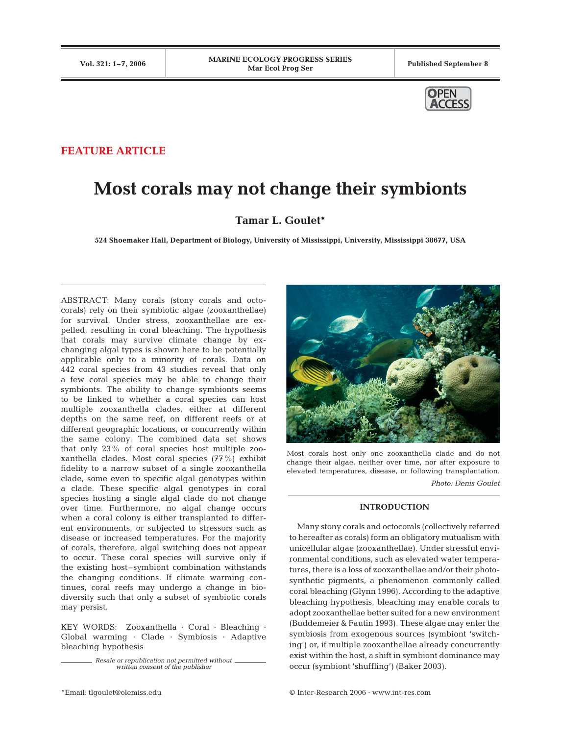FEATURE ARTICLE

# Most corals may not change their symbionts

**Tamar L. Goulet***

**524 Shoemaker Hall, Department of Biology, University of Mississippi, University, Mississippi 38677, USA**

ABSTRACT: Many corals (stony corals and octocorals) rely on their symbiotic algae (zooxanthellae) for survival. Under stress, zooxanthellae are expelled, resulting in coral bleaching. The hypothesis that corals may survive climate change by exchanging algal types is shown here to be potentially applicable only to a minority of corals. Data on 442 coral species from 43 studies reveal that only a few coral species may be able to change their symbionts. The ability to change symbionts seems to be linked to whether a coral species can host multiple zooxanthella clades, either at different depths on the same reef, on different reefs or at different geographic locations, or concurrently within the same colony. The combined data set shows that only 23% of coral species host multiple zooxanthella clades. Most coral species (77%) exhibit fidelity to a narrow subset of a single zooxanthella clade, some even to specific algal genotypes within a clade. These specific algal genotypes in coral species hosting a single algal clade do not change over time. Furthermore, no algal change occurs when a coral colony is either transplanted to different environments, or subjected to stressors such as disease or increased temperatures. For the majority of corals, therefore, algal switching does not appear to occur. These coral species will survive only if the existing host–symbiont combination withstands the changing conditions. If climate warming continues, coral reefs may undergo a change in biodiversity such that only a subset of symbiotic corals may persist.

KEY WORDS: Zooxanthella · Coral · Bleaching · Global warming · Clade · Symbiosis · Adaptive bleaching hypothesis

*Resale or republication not permitted without written consent of the publisher*

Most corals host only one zooxanthella clade and do not change their algae, neither over time, nor after exposure to elevated temperatures, disease, or following transplantation.

*Photo: Denis Goulet*

## INTRODUCTION

Many stony corals and octocorals (collectively referred to hereafter as corals) form an obligatory mutualism with unicellular algae (zooxanthellae). Under stressful environmental conditions, such as elevated water temperatures, there is a loss of zooxanthellae and/or their photosynthetic pigments, a phenomenon commonly called coral bleaching (Glynn 1996). According to the adaptive bleaching hypothesis, bleaching may enable corals to adopt zooxanthellae better suited for a new environment (Buddemeier & Fautin 1993). These algae may enter the symbiosis from exogenous sources (symbiont 'switching') or, if multiple zooxanthellae already concurrently exist within the host, a shift in symbiont dominance may occur (symbiont 'shuffling') (Baker 2003).

*Email: tlgoulet@olemiss.edu

© Inter-Research 2006 · www.int-res.com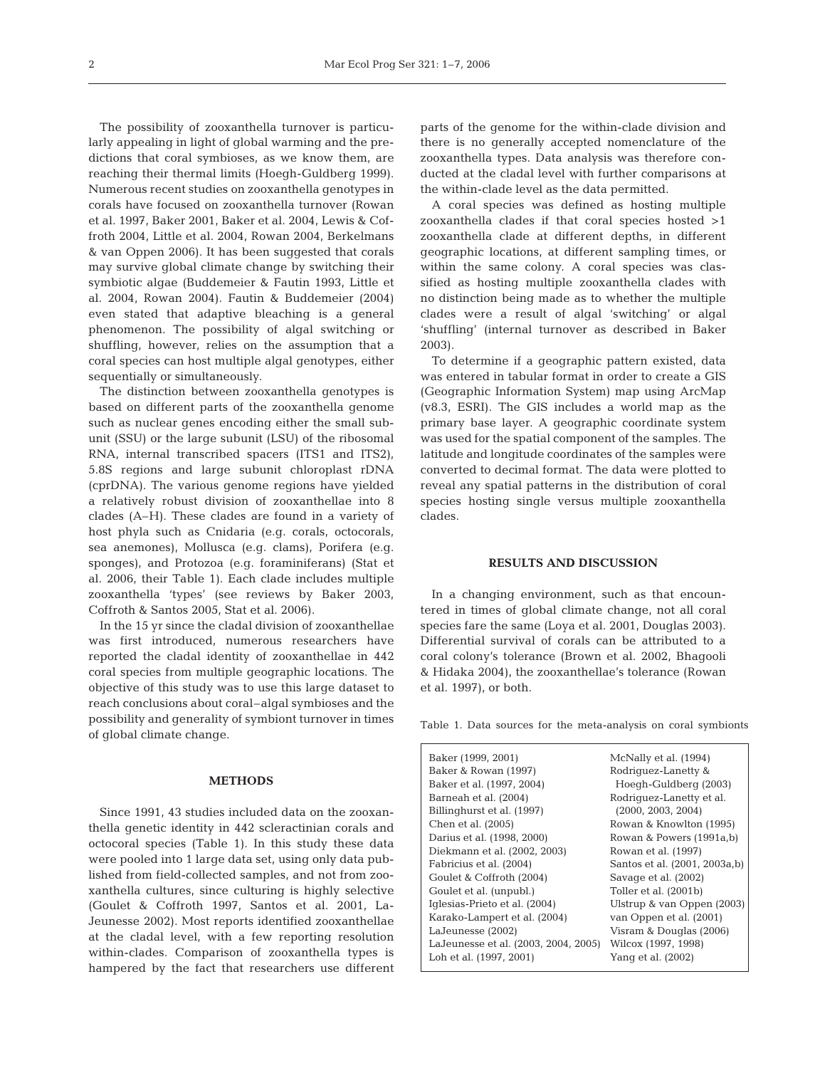The possibility of zooxanthella turnover is particularly appealing in light of global warming and the predictions that coral symbioses, as we know them, are reaching their thermal limits (Hoegh-Guldberg 1999). Numerous recent studies on zooxanthella genotypes in corals have focused on zooxanthella turnover (Rowan et al. 1997, Baker 2001, Baker et al. 2004, Lewis & Coffroth 2004, Little et al. 2004, Rowan 2004, Berkelmans & van Oppen 2006). It has been suggested that corals may survive global climate change by switching their symbiotic algae (Buddemeier & Fautin 1993, Little et al. 2004, Rowan 2004). Fautin & Buddemeier (2004) even stated that adaptive bleaching is a general phenomenon. The possibility of algal switching or shuffling, however, relies on the assumption that a coral species can host multiple algal genotypes, either sequentially or simultaneously.

The distinction between zooxanthella genotypes is based on different parts of the zooxanthella genome such as nuclear genes encoding either the small subunit (SSU) or the large subunit (LSU) of the ribosomal RNA, internal transcribed spacers (ITS1 and ITS2), 5.8S regions and large subunit chloroplast rDNA (cprDNA). The various genome regions have yielded a relatively robust division of zooxanthellae into 8 clades (A–H). These clades are found in a variety of host phyla such as Cnidaria (e.g. corals, octocorals, sea anemones), Mollusca (e.g. clams), Porifera (e.g. sponges), and Protozoa (e.g. foraminiferans) (Stat et al. 2006, their Table 1). Each clade includes multiple zooxanthella 'types' (see reviews by Baker 2003, Coffroth & Santos 2005, Stat et al. 2006).

In the 15 yr since the cladal division of zooxanthellae was first introduced, numerous researchers have reported the cladal identity of zooxanthellae in 442 coral species from multiple geographic locations. The objective of this study was to use this large dataset to reach conclusions about coral–algal symbioses and the possibility and generality of symbiont turnover in times of global climate change.

## METHODS

Since 1991, 43 studies included data on the zooxanthella genetic identity in 442 scleractinian corals and octocoral species (Table 1). In this study these data were pooled into 1 large data set, using only data published from field-collected samples, and not from zooxanthella cultures, since culturing is highly selective (Goulet & Coffroth 1997, Santos et al. 2001, LaJeunesse 2002). Most reports identified zooxanthellae at the cladal level, with a few reporting resolution within-clades. Comparison of zooxanthella types is hampered by the fact that researchers use different parts of the genome for the within-clade division and there is no generally accepted nomenclature of the zooxanthella types. Data analysis was therefore conducted at the cladal level with further comparisons at the within-clade level as the data permitted.

A coral species was defined as hosting multiple zooxanthella clades if that coral species hosted >1 zooxanthella clade at different depths, in different geographic locations, at different sampling times, or within the same colony. A coral species was classified as hosting multiple zooxanthella clades with no distinction being made as to whether the multiple clades were a result of algal 'switching' or algal 'shuffling' (internal turnover as described in Baker 2003).

To determine if a geographic pattern existed, data was entered in tabular format in order to create a GIS (Geographic Information System) map using ArcMap (v8.3, ESRI). The GIS includes a world map as the primary base layer. A geographic coordinate system was used for the spatial component of the samples. The latitude and longitude coordinates of the samples were converted to decimal format. The data were plotted to reveal any spatial patterns in the distribution of coral species hosting single versus multiple zooxanthella clades.

## RESULTS AND DISCUSSION

In a changing environment, such as that encountered in times of global climate change, not all coral species fare the same (Loya et al. 2001, Douglas 2003). Differential survival of corals can be attributed to a coral colony's tolerance (Brown et al. 2002, Bhagooli & Hidaka 2004), the zooxanthellae's tolerance (Rowan et al. 1997), or both.

Table 1. Data sources for the meta-analysis on coral symbionts

| | |
|---|---|
| Baker (1999, 2001) | McNally et al. (1994) |
| Baker & Rowan (1997) | Rodriguez-Lanetty & Hoegh-Guldberg (2003) |
| Baker et al. (1997, 2004) | Rodriguez-Lanetty et al. (2000, 2003, 2004) |
| Barneah et al. (2004) | Rowan & Knowlton (1995) |
| Billinghurst et al. (1997) | Rowan & Powers (1991a,b) |
| Chen et al. (2005) | Rowan et al. (1997) |
| Darius et al. (1998, 2000) | Santos et al. (2001, 2003a,b) |
| Diekmann et al. (2002, 2003) | Savage et al. (2002) |
| Fabricius et al. (2004) | Toller et al. (2001b) |
| Goulet & Coffroth (2004) | Ulstrup & van Oppen (2003) |
| Goulet et al. (unpubl.) | van Oppen et al. (2001) |
| Iglesias-Prieto et al. (2004) | Visram & Douglas (2006) |
| Karako-Lampert et al. (2004) | Wilcox (1997, 1998) |
| LaJeunesse (2002) | Yang et al. (2002) |
| LaJeunesse et al. (2003, 2004, 2005) | |
| Loh et al. (1997, 2001) | |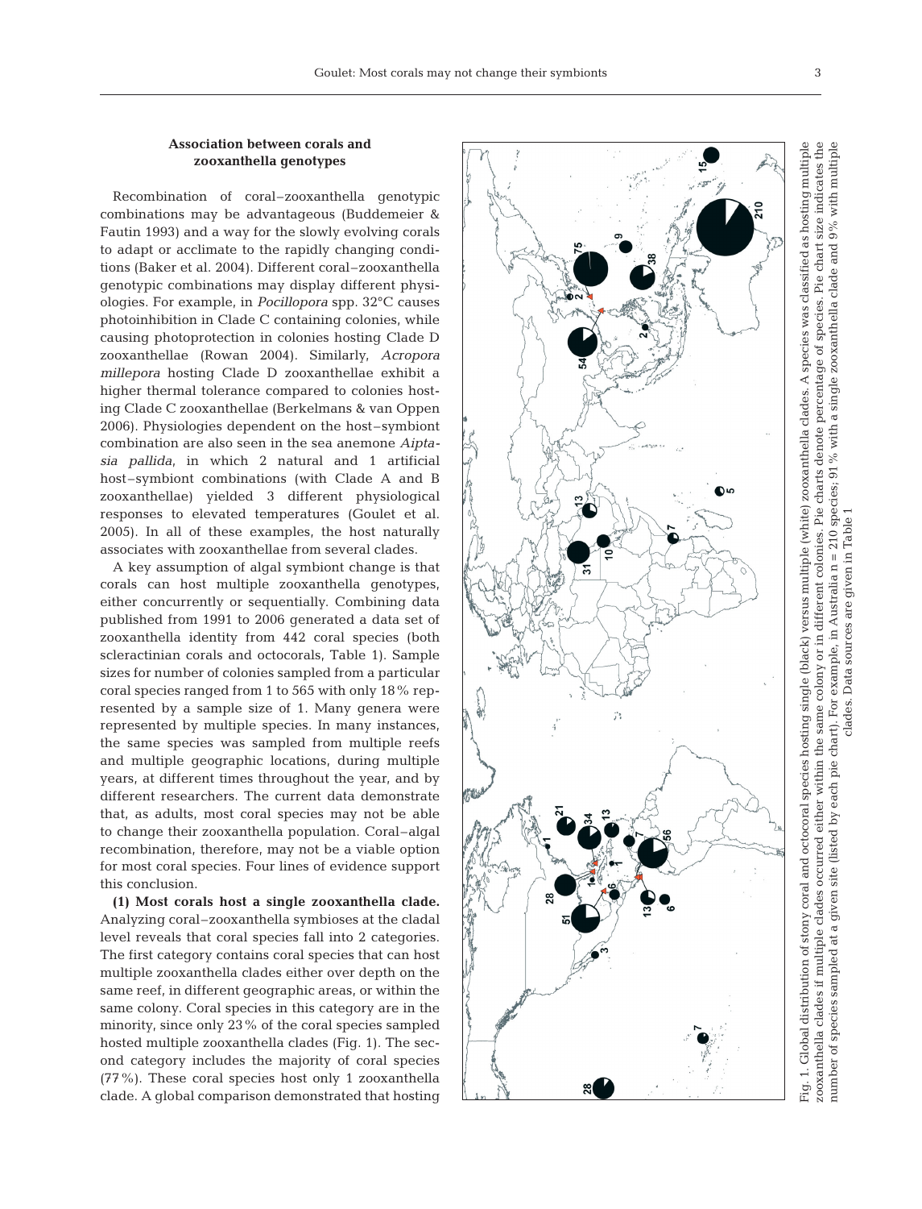## Association between corals and zooxanthella genotypes

Recombination of coral–zooxanthella genotypic combinations may be advantageous (Buddemeier & Fautin 1993) and a way for the slowly evolving corals to adapt or acclimate to the rapidly changing conditions (Baker et al. 2004). Different coral–zooxanthella genotypic combinations may display different physiologies. For example, in *Pocillopora* spp. 32°C causes photoinhibition in Clade C containing colonies, while causing photoprotection in colonies hosting Clade D zooxanthellae (Rowan 2004). Similarly, *Acropora millepora* hosting Clade D zooxanthellae exhibit a higher thermal tolerance compared to colonies hosting Clade C zooxanthellae (Berkelmans & van Oppen 2006). Physiologies dependent on the host–symbiont combination are also seen in the sea anemone *Aiptasia pallida*, in which 2 natural and 1 artificial host–symbiont combinations (with Clade A and B zooxanthellae) yielded 3 different physiological responses to elevated temperatures (Goulet et al. 2005). In all of these examples, the host naturally associates with zooxanthellae from several clades.

A key assumption of algal symbiont change is that corals can host multiple zooxanthella genotypes, either concurrently or sequentially. Combining data published from 1991 to 2006 generated a data set of zooxanthella identity from 442 coral species (both scleractinian corals and octocorals, Table 1). Sample sizes for number of colonies sampled from a particular coral species ranged from 1 to 565 with only 18% represented by a sample size of 1. Many genera were represented by multiple species. In many instances, the same species was sampled from multiple reefs and multiple geographic locations, during multiple years, at different times throughout the year, and by different researchers. The current data demonstrate that, as adults, most coral species may not be able to change their zooxanthella population. Coral–algal recombination, therefore, may not be a viable option for most coral species. Four lines of evidence support this conclusion.

**(1) Most corals host a single zooxanthella clade.** Analyzing coral–zooxanthella symbioses at the cladal level reveals that coral species fall into 2 categories. The first category contains coral species that can host multiple zooxanthella clades either over depth on the same reef, in different geographic areas, or within the same colony. Coral species in this category are in the minority, since only 23% of the coral species sampled hosted multiple zooxanthella clades (Fig. 1). The second category includes the majority of coral species (77%). These coral species host only 1 zooxanthella clade. A global comparison demonstrated that hosting

Fig. 1. Global distribution of stony coral and octocoral species hosting single (black) versus multiple (white) zooxanthella clades. A species was classified as hosting multiple zooxanthella clades if multiple clades occurred either within the same colony or in different colonies. Pie charts denote percentage of species. Pie chart size indicates the number of species sampled at a given site (listed by each pie chart). For example, in Australia n = 210 species; 91% with a single zooxanthella clade and 9% with multiple clades. Data sources are given in Table 1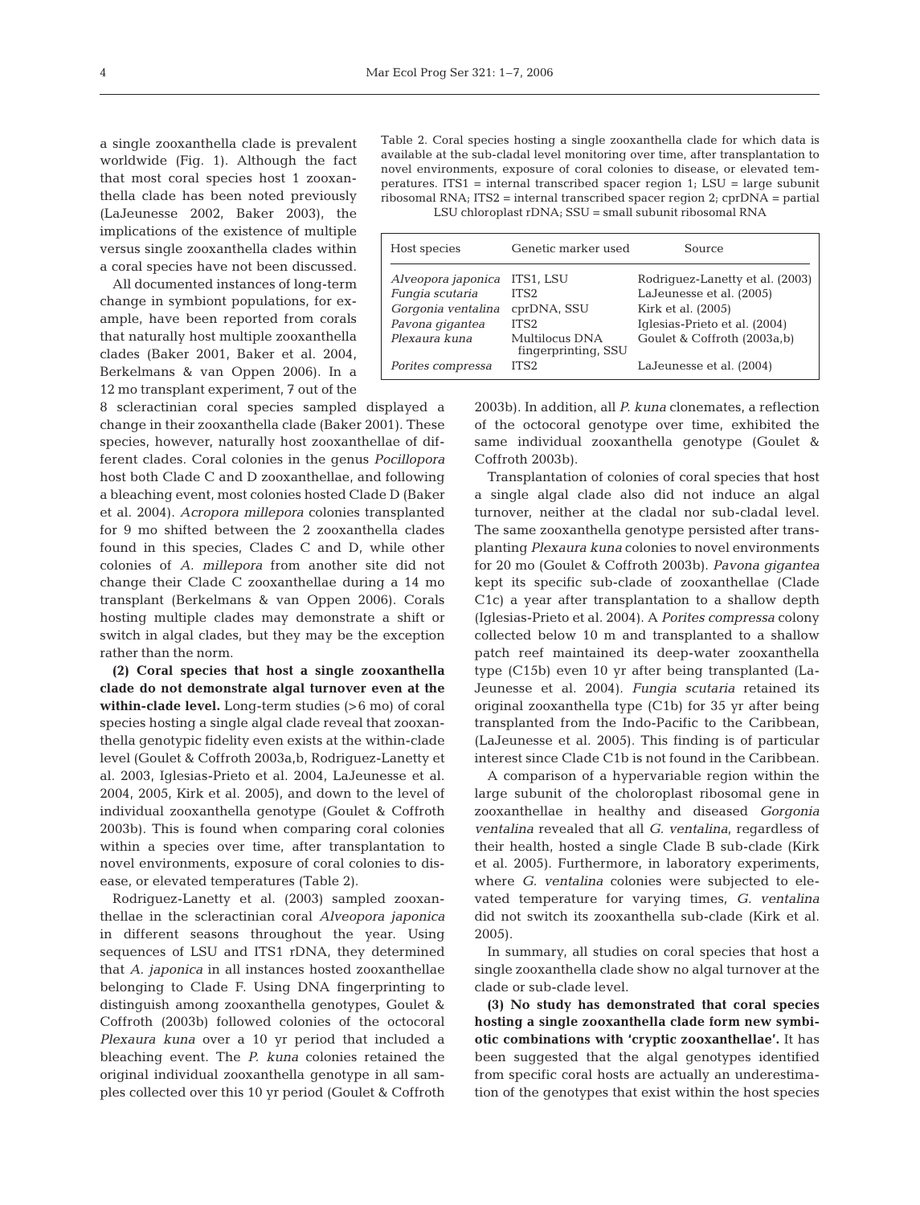a single zooxanthella clade is prevalent worldwide (Fig. 1). Although the fact that most coral species host 1 zooxanthella clade has been noted previously (LaJeunesse 2002, Baker 2003), the implications of the existence of multiple versus single zooxanthella clades within a coral species have not been discussed.

All documented instances of long-term change in symbiont populations, for example, have been reported from corals that naturally host multiple zooxanthella clades (Baker 2001, Baker et al. 2004, Berkelmans & van Oppen 2006). In a 12 mo transplant experiment, 7 out of the 8 scleractinian coral species sampled displayed a change in their zooxanthella clade (Baker 2001). These species, however, naturally host zooxanthellae of different clades. Coral colonies in the genus *Pocillopora* host both Clade C and D zooxanthellae, and following a bleaching event, most colonies hosted Clade D (Baker et al. 2004). *Acropora millepora* colonies transplanted for 9 mo shifted between the 2 zooxanthella clades found in this species, Clades C and D, while other colonies of *A. millepora* from another site did not change their Clade C zooxanthellae during a 14 mo transplant (Berkelmans & van Oppen 2006). Corals hosting multiple clades may demonstrate a shift or switch in algal clades, but they may be the exception rather than the norm.

Table 2. Coral species hosting a single zooxanthella clade for which data is available at the sub-cladal level monitoring over time, after transplantation to novel environments, exposure of coral colonies to disease, or elevated temperatures. ITS1 = internal transcribed spacer region 1; LSU = large subunit ribosomal RNA; ITS2 = internal transcribed spacer region 2; cprDNA = partial LSU chloroplast rDNA; SSU = small subunit ribosomal RNA

| Host species | Genetic marker used | Source |
|---|---|---|
| *Alveopora japonica* | ITS1, LSU | Rodriguez-Lanetty et al. (2003) |
| *Fungia scutaria* | ITS2 | LaJeunesse et al. (2005) |
| *Gorgonia ventalina* | cprDNA, SSU | Kirk et al. (2005) |
| *Pavona gigantea* | ITS2 | Iglesias-Prieto et al. (2004) |
| *Plexaura kuna* | Multilocus DNA fingerprinting, SSU | Goulet & Coffroth (2003a,b) |
| *Porites compressa* | ITS2 | LaJeunesse et al. (2004) |

**(2) Coral species that host a single zooxanthella clade do not demonstrate algal turnover even at the within-clade level.** Long-term studies (>6 mo) of coral species hosting a single algal clade reveal that zooxanthella genotypic fidelity even exists at the within-clade level (Goulet & Coffroth 2003a,b, Rodriguez-Lanetty et al. 2003, Iglesias-Prieto et al. 2004, LaJeunesse et al. 2004, 2005, Kirk et al. 2005), and down to the level of individual zooxanthella genotype (Goulet & Coffroth 2003b). This is found when comparing coral colonies within a species over time, after transplantation to novel environments, exposure of coral colonies to disease, or elevated temperatures (Table 2).

Rodriguez-Lanetty et al. (2003) sampled zooxanthellae in the scleractinian coral *Alveopora japonica* in different seasons throughout the year. Using sequences of LSU and ITS1 rDNA, they determined that *A. japonica* in all instances hosted zooxanthellae belonging to Clade F. Using DNA fingerprinting to distinguish among zooxanthella genotypes, Goulet & Coffroth (2003b) followed colonies of the octocoral *Plexaura kuna* over a 10 yr period that included a bleaching event. The *P. kuna* colonies retained the original individual zooxanthella genotype in all samples collected over this 10 yr period (Goulet & Coffroth 2003b). In addition, all *P. kuna* clonemates, a reflection of the octocoral genotype over time, exhibited the same individual zooxanthella genotype (Goulet & Coffroth 2003b).

Transplantation of colonies of coral species that host a single algal clade also did not induce an algal turnover, neither at the cladal nor sub-cladal level. The same zooxanthella genotype persisted after transplanting *Plexaura kuna* colonies to novel environments for 20 mo (Goulet & Coffroth 2003b). *Pavona gigantea* kept its specific sub-clade of zooxanthellae (Clade C1c) a year after transplantation to a shallow depth (Iglesias-Prieto et al. 2004). A *Porites compressa* colony collected below 10 m and transplanted to a shallow patch reef maintained its deep-water zooxanthella type (C15b) even 10 yr after being transplanted (LaJeunesse et al. 2004). *Fungia scutaria* retained its original zooxanthella type (C1b) for 35 yr after being transplanted from the Indo-Pacific to the Caribbean, (LaJeunesse et al. 2005). This finding is of particular interest since Clade C1b is not found in the Caribbean.

A comparison of a hypervariable region within the large subunit of the choloroplast ribosomal gene in zooxanthellae in healthy and diseased *Gorgonia ventalina* revealed that all *G. ventalina*, regardless of their health, hosted a single Clade B sub-clade (Kirk et al. 2005). Furthermore, in laboratory experiments, where *G. ventalina* colonies were subjected to elevated temperature for varying times, *G. ventalina* did not switch its zooxanthella sub-clade (Kirk et al. 2005).

In summary, all studies on coral species that host a single zooxanthella clade show no algal turnover at the clade or sub-clade level.

**(3) No study has demonstrated that coral species hosting a single zooxanthella clade form new symbiotic combinations with 'cryptic zooxanthellae'.** It has been suggested that the algal genotypes identified from specific coral hosts are actually an underestimation of the genotypes that exist within the host species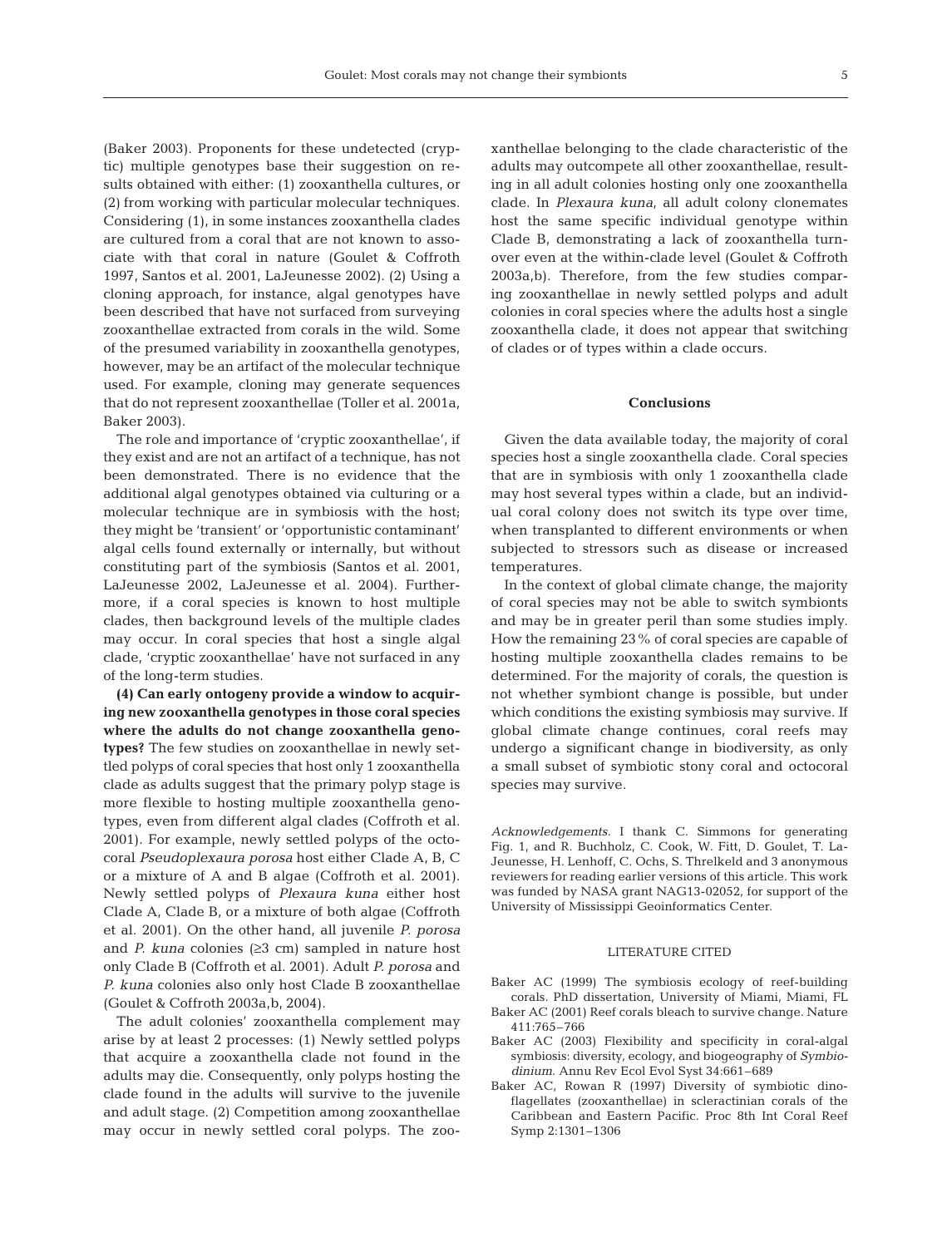(Baker 2003). Proponents for these undetected (cryptic) multiple genotypes base their suggestion on results obtained with either: (1) zooxanthella cultures, or (2) from working with particular molecular techniques. Considering (1), in some instances zooxanthella clades are cultured from a coral that are not known to associate with that coral in nature (Goulet & Coffroth 1997, Santos et al. 2001, LaJeunesse 2002). (2) Using a cloning approach, for instance, algal genotypes have been described that have not surfaced from surveying zooxanthellae extracted from corals in the wild. Some of the presumed variability in zooxanthella genotypes, however, may be an artifact of the molecular technique used. For example, cloning may generate sequences that do not represent zooxanthellae (Toller et al. 2001a, Baker 2003).

The role and importance of 'cryptic zooxanthellae', if they exist and are not an artifact of a technique, has not been demonstrated. There is no evidence that the additional algal genotypes obtained via culturing or a molecular technique are in symbiosis with the host; they might be 'transient' or 'opportunistic contaminant' algal cells found externally or internally, but without constituting part of the symbiosis (Santos et al. 2001, LaJeunesse 2002, LaJeunesse et al. 2004). Furthermore, if a coral species is known to host multiple clades, then background levels of the multiple clades may occur. In coral species that host a single algal clade, 'cryptic zooxanthellae' have not surfaced in any of the long-term studies.

**(4) Can early ontogeny provide a window to acquiring new zooxanthella genotypes in those coral species where the adults do not change zooxanthella genotypes?** The few studies on zooxanthellae in newly settled polyps of coral species that host only 1 zooxanthella clade as adults suggest that the primary polyp stage is more flexible to hosting multiple zooxanthella genotypes, even from different algal clades (Coffroth et al. 2001). For example, newly settled polyps of the octocoral *Pseudoplexaura porosa* host either Clade A, B, C or a mixture of A and B algae (Coffroth et al. 2001). Newly settled polyps of *Plexaura kuna* either host Clade A, Clade B, or a mixture of both algae (Coffroth et al. 2001). On the other hand, all juvenile *P. porosa* and *P. kuna* colonies (≥3 cm) sampled in nature host only Clade B (Coffroth et al. 2001). Adult *P. porosa* and *P. kuna* colonies also only host Clade B zooxanthellae (Goulet & Coffroth 2003a,b, 2004).

The adult colonies' zooxanthella complement may arise by at least 2 processes: (1) Newly settled polyps that acquire a zooxanthella clade not found in the adults may die. Consequently, only polyps hosting the clade found in the adults will survive to the juvenile and adult stage. (2) Competition among zooxanthellae may occur in newly settled coral polyps. The zooxanthellae belonging to the clade characteristic of the adults may outcompete all other zooxanthellae, resulting in all adult colonies hosting only one zooxanthella clade. In *Plexaura kuna*, all adult colony clonemates host the same specific individual genotype within Clade B, demonstrating a lack of zooxanthella turnover even at the within-clade level (Goulet & Coffroth 2003a,b). Therefore, from the few studies comparing zooxanthellae in newly settled polyps and adult colonies in coral species where the adults host a single zooxanthella clade, it does not appear that switching of clades or of types within a clade occurs.

## Conclusions

Given the data available today, the majority of coral species host a single zooxanthella clade. Coral species that are in symbiosis with only 1 zooxanthella clade may host several types within a clade, but an individual coral colony does not switch its type over time, when transplanted to different environments or when subjected to stressors such as disease or increased temperatures.

In the context of global climate change, the majority of coral species may not be able to switch symbionts and may be in greater peril than some studies imply. How the remaining 23% of coral species are capable of hosting multiple zooxanthella clades remains to be determined. For the majority of corals, the question is not whether symbiont change is possible, but under which conditions the existing symbiosis may survive. If global climate change continues, coral reefs may undergo a significant change in biodiversity, as only a small subset of symbiotic stony coral and octocoral species may survive.

*Acknowledgements.* I thank C. Simmons for generating Fig. 1, and R. Buchholz, C. Cook, W. Fitt, D. Goulet, T. LaJeunesse, H. Lenhoff, C. Ochs, S. Threlkeld and 3 anonymous reviewers for reading earlier versions of this article. This work was funded by NASA grant NAG13-02052, for support of the University of Mississippi Geoinformatics Center.

## LITERATURE CITED

- Baker AC (1999) The symbiosis ecology of reef-building corals. PhD dissertation, University of Miami, Miami, FL
- Baker AC (2001) Reef corals bleach to survive change. Nature 411:765–766
- Baker AC (2003) Flexibility and specificity in coral-algal symbiosis: diversity, ecology, and biogeography of *Symbiodinium*. Annu Rev Ecol Evol Syst 34:661–689
- Baker AC, Rowan R (1997) Diversity of symbiotic dinoflagellates (zooxanthellae) in scleractinian corals of the Caribbean and Eastern Pacific. Proc 8th Int Coral Reef Symp 2:1301–1306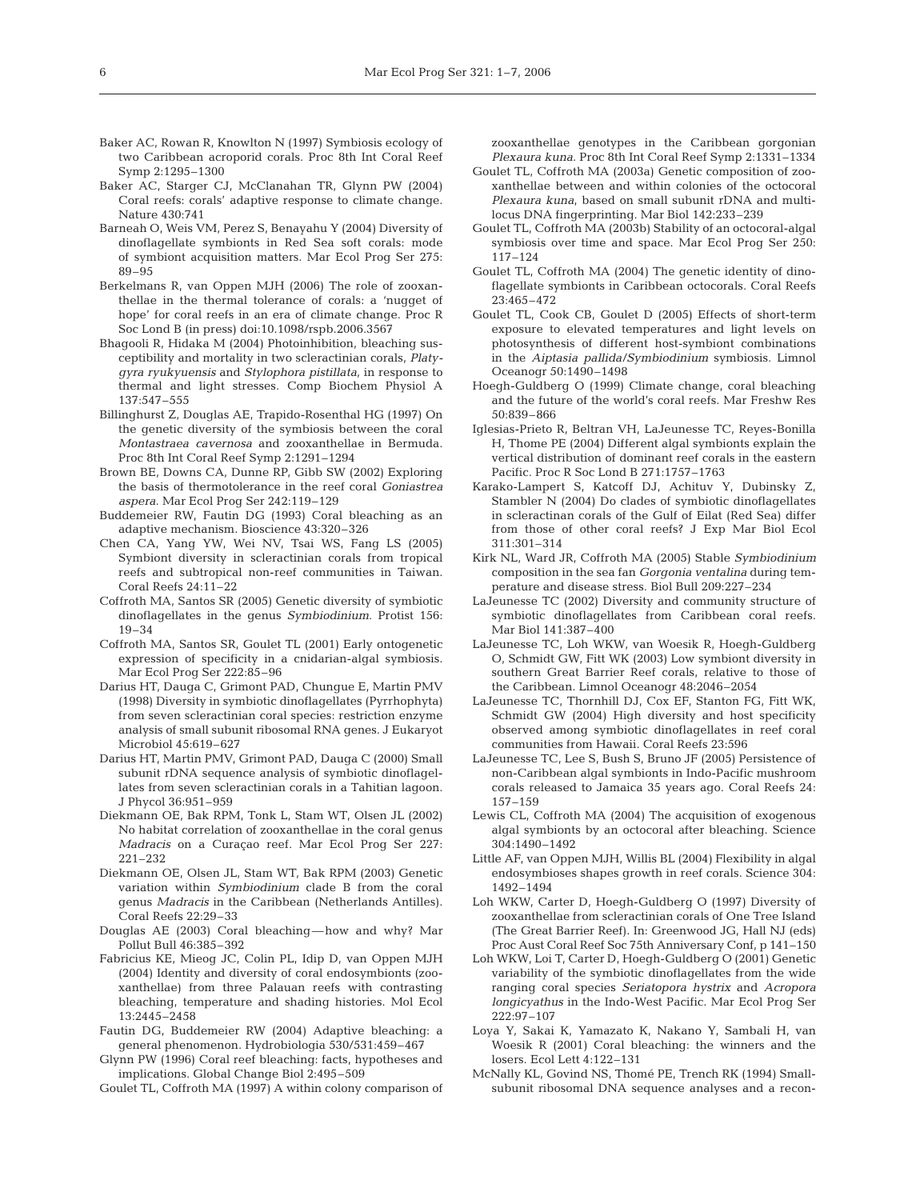Baker AC, Rowan R, Knowlton N (1997) Symbiosis ecology of two Caribbean acroporid corals. Proc 8th Int Coral Reef Symp 2:1295–1300

Baker AC, Starger CJ, McClanahan TR, Glynn PW (2004) Coral reefs: corals' adaptive response to climate change. Nature 430:741

Barneah O, Weis VM, Perez S, Benayahu Y (2004) Diversity of dinoflagellate symbionts in Red Sea soft corals: mode of symbiont acquisition matters. Mar Ecol Prog Ser 275: 89–95

Berkelmans R, van Oppen MJH (2006) The role of zooxanthellae in the thermal tolerance of corals: a 'nugget of hope' for coral reefs in an era of climate change. Proc R Soc Lond B (in press) doi:10.1098/rspb.2006.3567

Bhagooli R, Hidaka M (2004) Photoinhibition, bleaching susceptibility and mortality in two scleractinian corals, *Platygyra ryukyuensis* and *Stylophora pistillata,* in response to thermal and light stresses. Comp Biochem Physiol A 137:547–555

Billinghurst Z, Douglas AE, Trapido-Rosenthal HG (1997) On the genetic diversity of the symbiosis between the coral *Montastraea cavernosa* and zooxanthellae in Bermuda. Proc 8th Int Coral Reef Symp 2:1291–1294

Brown BE, Downs CA, Dunne RP, Gibb SW (2002) Exploring the basis of thermotolerance in the reef coral *Goniastrea aspera.* Mar Ecol Prog Ser 242:119–129

Buddemeier RW, Fautin DG (1993) Coral bleaching as an adaptive mechanism. Bioscience 43:320–326

Chen CA, Yang YW, Wei NV, Tsai WS, Fang LS (2005) Symbiont diversity in scleractinian corals from tropical reefs and subtropical non-reef communities in Taiwan. Coral Reefs 24:11–22

Coffroth MA, Santos SR (2005) Genetic diversity of symbiotic dinoflagellates in the genus *Symbiodinium.* Protist 156: 19–34

Coffroth MA, Santos SR, Goulet TL (2001) Early ontogenetic expression of specificity in a cnidarian-algal symbiosis. Mar Ecol Prog Ser 222:85–96

Darius HT, Dauga C, Grimont PAD, Chungue E, Martin PMV (1998) Diversity in symbiotic dinoflagellates (Pyrrhophyta) from seven scleractinian coral species: restriction enzyme analysis of small subunit ribosomal RNA genes. J Eukaryot Microbiol 45:619–627

Darius HT, Martin PMV, Grimont PAD, Dauga C (2000) Small subunit rDNA sequence analysis of symbiotic dinoflagellates from seven scleractinian corals in a Tahitian lagoon. J Phycol 36:951–959

Diekmann OE, Bak RPM, Tonk L, Stam WT, Olsen JL (2002) No habitat correlation of zooxanthellae in the coral genus *Madracis* on a Curaçao reef. Mar Ecol Prog Ser 227: 221–232

Diekmann OE, Olsen JL, Stam WT, Bak RPM (2003) Genetic variation within *Symbiodinium* clade B from the coral genus *Madracis* in the Caribbean (Netherlands Antilles). Coral Reefs 22:29–33

Douglas AE (2003) Coral bleaching—how and why? Mar Pollut Bull 46:385–392

Fabricius KE, Mieog JC, Colin PL, Idip D, van Oppen MJH (2004) Identity and diversity of coral endosymbionts (zooxanthellae) from three Palauan reefs with contrasting bleaching, temperature and shading histories. Mol Ecol 13:2445–2458

Fautin DG, Buddemeier RW (2004) Adaptive bleaching: a general phenomenon. Hydrobiologia 530/531:459–467

Glynn PW (1996) Coral reef bleaching: facts, hypotheses and implications. Global Change Biol 2:495–509

Goulet TL, Coffroth MA (1997) A within colony comparison of zooxanthellae genotypes in the Caribbean gorgonian *Plexaura kuna.* Proc 8th Int Coral Reef Symp 2:1331–1334

Goulet TL, Coffroth MA (2003a) Genetic composition of zooxanthellae between and within colonies of the octocoral *Plexaura kuna*, based on small subunit rDNA and multilocus DNA fingerprinting. Mar Biol 142:233–239

Goulet TL, Coffroth MA (2003b) Stability of an octocoral-algal symbiosis over time and space. Mar Ecol Prog Ser 250: 117–124

Goulet TL, Coffroth MA (2004) The genetic identity of dinoflagellate symbionts in Caribbean octocorals. Coral Reefs 23:465–472

Goulet TL, Cook CB, Goulet D (2005) Effects of short-term exposure to elevated temperatures and light levels on photosynthesis of different host-symbiont combinations in the *Aiptasia pallida/Symbiodinium* symbiosis. Limnol Oceanogr 50:1490–1498

Hoegh-Guldberg O (1999) Climate change, coral bleaching and the future of the world's coral reefs. Mar Freshw Res 50:839–866

Iglesias-Prieto R, Beltran VH, LaJeunesse TC, Reyes-Bonilla H, Thome PE (2004) Different algal symbionts explain the vertical distribution of dominant reef corals in the eastern Pacific. Proc R Soc Lond B 271:1757–1763

Karako-Lampert S, Katcoff DJ, Achituv Y, Dubinsky Z, Stambler N (2004) Do clades of symbiotic dinoflagellates in scleractinan corals of the Gulf of Eilat (Red Sea) differ from those of other coral reefs? J Exp Mar Biol Ecol 311:301–314

Kirk NL, Ward JR, Coffroth MA (2005) Stable *Symbiodinium* composition in the sea fan *Gorgonia ventalina* during temperature and disease stress. Biol Bull 209:227–234

LaJeunesse TC (2002) Diversity and community structure of symbiotic dinoflagellates from Caribbean coral reefs. Mar Biol 141:387–400

LaJeunesse TC, Loh WKW, van Woesik R, Hoegh-Guldberg O, Schmidt GW, Fitt WK (2003) Low symbiont diversity in southern Great Barrier Reef corals, relative to those of the Caribbean. Limnol Oceanogr 48:2046–2054

LaJeunesse TC, Thornhill DJ, Cox EF, Stanton FG, Fitt WK, Schmidt GW (2004) High diversity and host specificity observed among symbiotic dinoflagellates in reef coral communities from Hawaii. Coral Reefs 23:596

LaJeunesse TC, Lee S, Bush S, Bruno JF (2005) Persistence of non-Caribbean algal symbionts in Indo-Pacific mushroom corals released to Jamaica 35 years ago. Coral Reefs 24: 157–159

Lewis CL, Coffroth MA (2004) The acquisition of exogenous algal symbionts by an octocoral after bleaching. Science 304:1490–1492

Little AF, van Oppen MJH, Willis BL (2004) Flexibility in algal endosymbioses shapes growth in reef corals. Science 304: 1492–1494

Loh WKW, Carter D, Hoegh-Guldberg O (1997) Diversity of zooxanthellae from scleractinian corals of One Tree Island (The Great Barrier Reef). In: Greenwood JG, Hall NJ (eds) Proc Aust Coral Reef Soc 75th Anniversary Conf, p 141–150

Loh WKW, Loi T, Carter D, Hoegh-Guldberg O (2001) Genetic variability of the symbiotic dinoflagellates from the wide ranging coral species *Seriatopora hystrix* and *Acropora longicyathus* in the Indo-West Pacific. Mar Ecol Prog Ser 222:97–107

Loya Y, Sakai K, Yamazato K, Nakano Y, Sambali H, van Woesik R (2001) Coral bleaching: the winners and the losers. Ecol Lett 4:122–131

McNally KL, Govind NS, Thomé PE, Trench RK (1994) Small-subunit ribosomal DNA sequence analyses and a recon-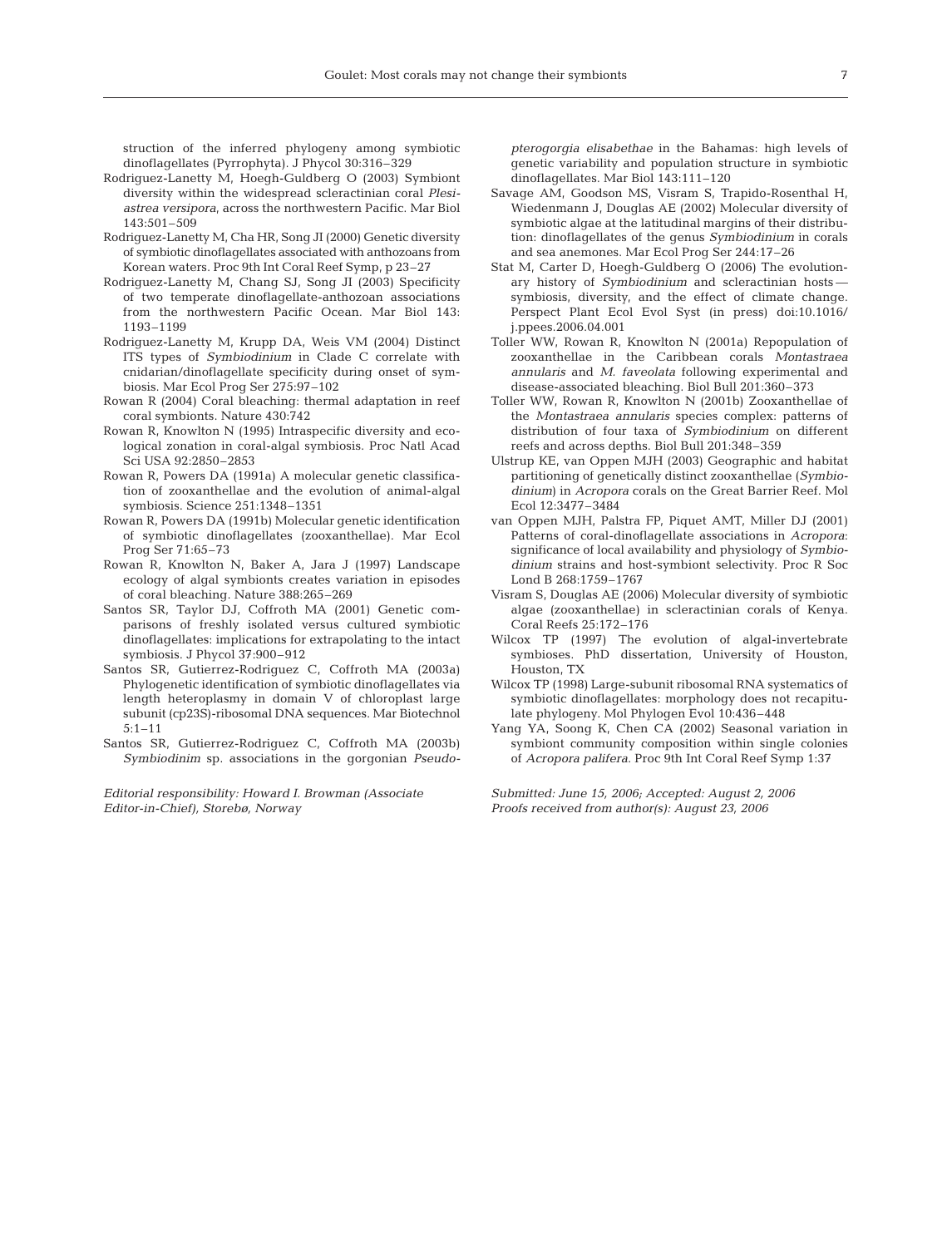struction of the inferred phylogeny among symbiotic dinoflagellates (Pyrrophyta). J Phycol 30:316–329

Rodriguez-Lanetty M, Hoegh-Guldberg O (2003) Symbiont diversity within the widespread scleractinian coral *Plesiastrea versipora*, across the northwestern Pacific. Mar Biol 143:501–509

Rodriguez-Lanetty M, Cha HR, Song JI (2000) Genetic diversity of symbiotic dinoflagellates associated with anthozoans from Korean waters. Proc 9th Int Coral Reef Symp, p 23–27

Rodriguez-Lanetty M, Chang SJ, Song JI (2003) Specificity of two temperate dinoflagellate-anthozoan associations from the northwestern Pacific Ocean. Mar Biol 143: 1193–1199

Rodriguez-Lanetty M, Krupp DA, Weis VM (2004) Distinct ITS types of *Symbiodinium* in Clade C correlate with cnidarian/dinoflagellate specificity during onset of symbiosis. Mar Ecol Prog Ser 275:97–102

Rowan R (2004) Coral bleaching: thermal adaptation in reef coral symbionts. Nature 430:742

Rowan R, Knowlton N (1995) Intraspecific diversity and ecological zonation in coral-algal symbiosis. Proc Natl Acad Sci USA 92:2850–2853

Rowan R, Powers DA (1991a) A molecular genetic classification of zooxanthellae and the evolution of animal-algal symbiosis. Science 251:1348–1351

Rowan R, Powers DA (1991b) Molecular genetic identification of symbiotic dinoflagellates (zooxanthellae). Mar Ecol Prog Ser 71:65–73

Rowan R, Knowlton N, Baker A, Jara J (1997) Landscape ecology of algal symbionts creates variation in episodes of coral bleaching. Nature 388:265–269

Santos SR, Taylor DJ, Coffroth MA (2001) Genetic comparisons of freshly isolated versus cultured symbiotic dinoflagellates: implications for extrapolating to the intact symbiosis. J Phycol 37:900–912

Santos SR, Gutierrez-Rodriguez C, Coffroth MA (2003a) Phylogenetic identification of symbiotic dinoflagellates via length heteroplasmy in domain V of chloroplast large subunit (cp23S)-ribosomal DNA sequences. Mar Biotechnol 5:1–11

Santos SR, Gutierrez-Rodriguez C, Coffroth MA (2003b) *Symbiodinim* sp. associations in the gorgonian *Pseudopterogorgia elisabethae* in the Bahamas: high levels of genetic variability and population structure in symbiotic dinoflagellates. Mar Biol 143:111–120

Savage AM, Goodson MS, Visram S, Trapido-Rosenthal H, Wiedenmann J, Douglas AE (2002) Molecular diversity of symbiotic algae at the latitudinal margins of their distribution: dinoflagellates of the genus *Symbiodinium* in corals and sea anemones. Mar Ecol Prog Ser 244:17–26

Stat M, Carter D, Hoegh-Guldberg O (2006) The evolutionary history of *Symbiodinium* and scleractinian hosts — symbiosis, diversity, and the effect of climate change. Perspect Plant Ecol Evol Syst (in press) doi:10.1016/j.ppees.2006.04.001

Toller WW, Rowan R, Knowlton N (2001a) Repopulation of zooxanthellae in the Caribbean corals *Montastraea annularis* and *M. faveolata* following experimental and disease-associated bleaching. Biol Bull 201:360–373

Toller WW, Rowan R, Knowlton N (2001b) Zooxanthellae of the *Montastraea annularis* species complex: patterns of distribution of four taxa of *Symbiodinium* on different reefs and across depths. Biol Bull 201:348–359

Ulstrup KE, van Oppen MJH (2003) Geographic and habitat partitioning of genetically distinct zooxanthellae (*Symbiodinium*) in *Acropora* corals on the Great Barrier Reef. Mol Ecol 12:3477–3484

van Oppen MJH, Palstra FP, Piquet AMT, Miller DJ (2001) Patterns of coral-dinoflagellate associations in *Acropora*: significance of local availability and physiology of *Symbiodinium* strains and host-symbiont selectivity. Proc R Soc Lond B 268:1759–1767

Visram S, Douglas AE (2006) Molecular diversity of symbiotic algae (zooxanthellae) in scleractinian corals of Kenya. Coral Reefs 25:172–176

Wilcox TP (1997) The evolution of algal-invertebrate symbioses. PhD dissertation, University of Houston, Houston, TX

Wilcox TP (1998) Large-subunit ribosomal RNA systematics of symbiotic dinoflagellates: morphology does not recapitulate phylogeny. Mol Phylogen Evol 10:436–448

Yang YA, Soong K, Chen CA (2002) Seasonal variation in symbiont community composition within single colonies of *Acropora palifera*. Proc 9th Int Coral Reef Symp 1:37

*Editorial responsibility: Howard I. Browman (Associate Editor-in-Chief), Storebø, Norway*

*Submitted: June 15, 2006; Accepted: August 2, 2006*
*Proofs received from author(s): August 23, 2006*